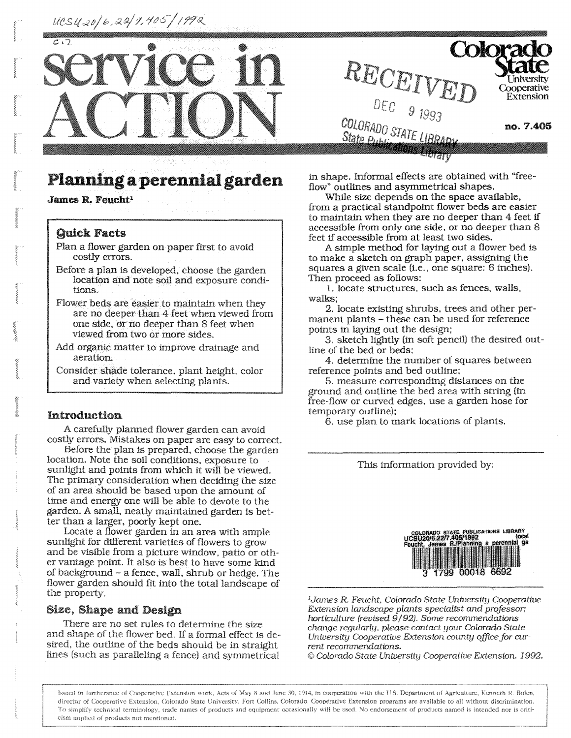UCSU20/6.22/7.405/1992

c.2

# service in ACTION

RECEIVED DEC 9 1993 COLORADO STATE LIBRARY State Publications Library

Colorado State University Cooperative Extension

no. 7.405

## Planning a perennial garden

James R. Feucht[1]

### Quick Facts

Plan a flower garden on paper first to avoid costly errors.

Before a plan is developed, choose the garden location and note soil and exposure conditions.

Flower beds are easier to maintain when they are no deeper than 4 feet when viewed from one side, or no deeper than 8 feet when viewed from two or more sides.

Add organic matter to improve drainage and aeration.

Consider shade tolerance, plant height, color and variety when selecting plants.

### Introduction

A carefully planned flower garden can avoid costly errors. Mistakes on paper are easy to correct.

Before the plan is prepared, choose the garden location. Note the soil conditions, exposure to sunlight and points from which it will be viewed. The primary consideration when deciding the size of an area should be based upon the amount of time and energy one will be able to devote to the garden. A small, neatly maintained garden is better than a larger, poorly kept one.

Locate a flower garden in an area with ample sunlight for different varieties of flowers to grow and be visible from a picture window, patio or other vantage point. It also is best to have some kind of background – a fence, wall, shrub or hedge. The flower garden should fit into the total landscape of the property.

### Size, Shape and Design

There are no set rules to determine the size and shape of the flower bed. If a formal effect is desired, the outline of the beds should be in straight lines (such as paralleling a fence) and symmetrical in shape. Informal effects are obtained with "free-flow" outlines and asymmetrical shapes.

While size depends on the space available, from a practical standpoint flower beds are easier to maintain when they are no deeper than 4 feet if accessible from only one side, or no deeper than 8 feet if accessible from at least two sides.

A simple method for laying out a flower bed is to make a sketch on graph paper, assigning the squares a given scale (i.e., one square: 6 inches). Then proceed as follows:

1. locate structures, such as fences, walls, walks;
2. locate existing shrubs, trees and other permanent plants – these can be used for reference points in laying out the design;
3. sketch lightly (in soft pencil) the desired outline of the bed or beds;
4. determine the number of squares between reference points and bed outline;
5. measure corresponding distances on the ground and outline the bed area with string (in free-flow or curved edges, use a garden hose for temporary outline);
6. use plan to mark locations of plants.

This information provided by:

COLORADO STATE PUBLICATIONS LIBRARY UCSU20/6.22/7.405/1992 local Feucht, James R./Planning a perennial ga

3 1799 00018 6692

[1] *James R. Feucht, Colorado State University Cooperative Extension landscape plants specialist and professor; horticulture (revised 9/92). Some recommendations change regularly, please contact your Colorado State University Cooperative Extension county office for current recommendations.*

*© Colorado State University Cooperative Extension. 1992.*

Issued in furtherance of Cooperative Extension work, Acts of May 8 and June 30, 1914, in cooperation with the U.S. Department of Agriculture, Kenneth R. Bolen, director of Cooperative Extension, Colorado State University, Fort Collins, Colorado. Cooperative Extension programs are available to all without discrimination. To simplify technical terminology, trade names of products and equipment occasionally will be used. No endorsement of products named is intended nor is criticism implied of products not mentioned.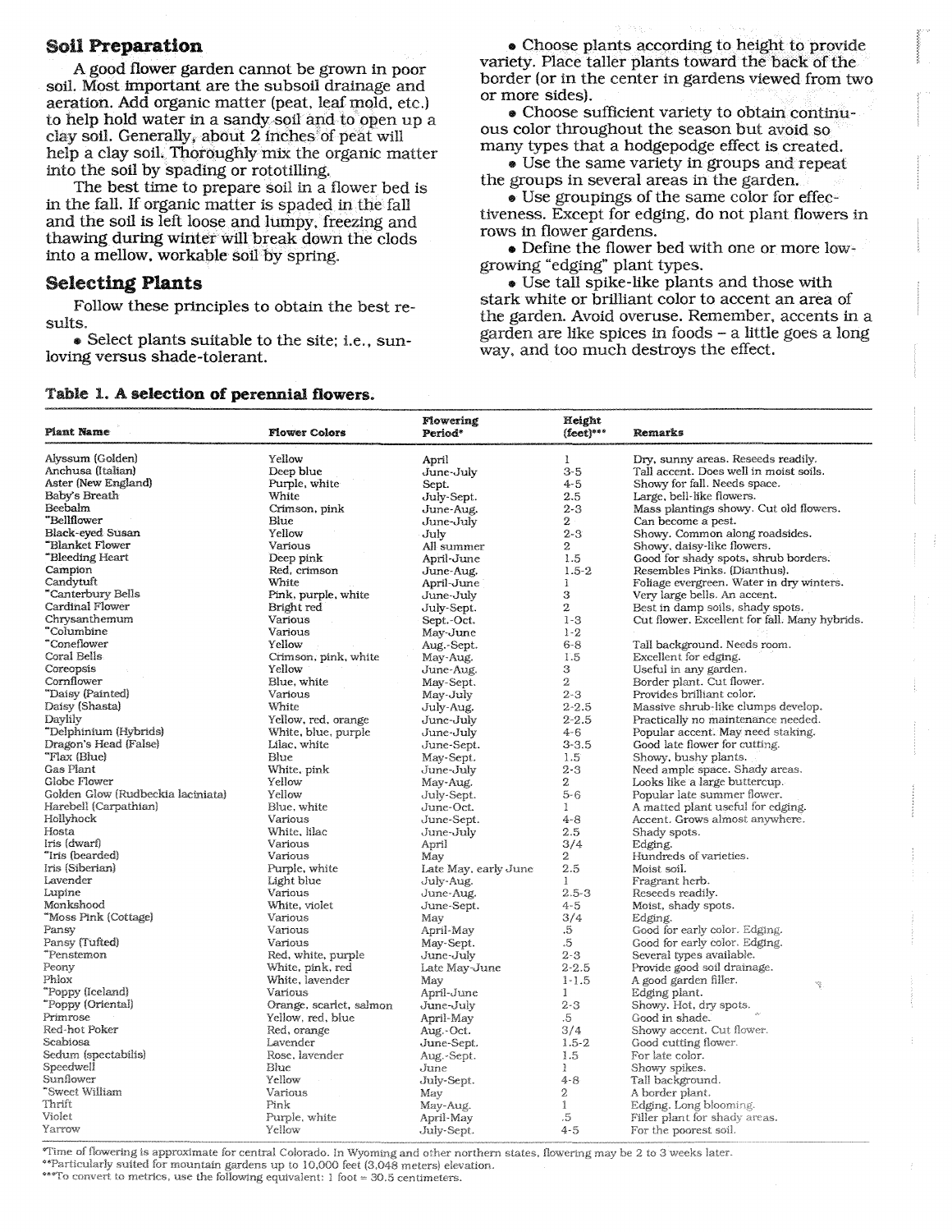## Soil Preparation

A good flower garden cannot be grown in poor soil. Most important are the subsoil drainage and aeration. Add organic matter (peat, leaf mold, etc.) to help hold water in a sandy soil and to open up a clay soil. Generally, about 2 inches of peat will help a clay soil. Thoroughly mix the organic matter into the soil by spading or rototilling.

The best time to prepare soil in a flower bed is in the fall. If organic matter is spaded in the fall and the soil is left loose and lumpy, freezing and thawing during winter will break down the clods into a mellow, workable soil by spring.

## Selecting Plants

Follow these principles to obtain the best results.

- Select plants suitable to the site; i.e., sun-loving versus shade-tolerant.
- Choose plants according to height to provide variety. Place taller plants toward the back of the border (or in the center in gardens viewed from two or more sides).
- Choose sufficient variety to obtain continuous color throughout the season but avoid so many types that a hodgepodge effect is created.
- Use the same variety in groups and repeat the groups in several areas in the garden.
- Use groupings of the same color for effectiveness. Except for edging, do not plant flowers in rows in flower gardens.
- Define the flower bed with one or more low-growing "edging" plant types.
- Use tall spike-like plants and those with stark white or brilliant color to accent an area of the garden. Avoid overuse. Remember, accents in a garden are like spices in foods – a little goes a long way, and too much destroys the effect.

**Table 1. A selection of perennial flowers.**

| Plant Name | Flower Colors | Flowering Period* | Height (feet)*** | Remarks |
|---|---|---|---|---|
| Alyssum (Golden) | Yellow | April | 1 | Dry, sunny areas. Reseeds readily. |
| Anchusa (Italian) | Deep blue | June-July | 3-5 | Tall accent. Does well in moist soils. |
| Aster (New England) | Purple, white | Sept. | 4-5 | Showy for fall. Needs space. |
| Baby's Breath | White | July-Sept. | 2.5 | Large, bell-like flowers. |
| Beebalm | Crimson, pink | June-Aug. | 2-3 | Mass plantings showy. Cut old flowers. |
| **Bellflower | Blue | June-July | 2 | Can become a pest. |
| Black-eyed Susan | Yellow | July | 2-3 | Showy. Common along roadsides. |
| **Blanket Flower | Various | All summer | 2 | Showy, daisy-like flowers. |
| **Bleeding Heart | Deep pink | April-June | 1.5 | Good for shady spots, shrub borders. |
| Campion | Red, crimson | June-Aug. | 1.5-2 | Resembles Pinks. (Dianthus). |
| Candytuft | White | April-June | 1 | Foliage evergreen. Water in dry winters. |
| **Canterbury Bells | Pink, purple, white | June-July | 3 | Very large bells. An accent. |
| Cardinal Flower | Bright red | July-Sept. | 2 | Best in damp soils, shady spots. |
| Chrysanthemum | Various | Sept.-Oct. | 1-3 | Cut flower. Excellent for fall. Many hybrids. |
| **Columbine | Various | May-June | 1-2 | |
| **Coneflower | Yellow | Aug.-Sept. | 6-8 | Tall background. Needs room. |
| Coral Bells | Crimson, pink, white | May-Aug. | 1.5 | Excellent for edging. |
| Coreopsis | Yellow | June-Aug. | 3 | Useful in any garden. |
| Cornflower | Blue, white | May-Sept. | 2 | Border plant. Cut flower. |
| **Daisy (Painted) | Various | May-July | 2-3 | Provides brilliant color. |
| Daisy (Shasta) | White | July-Aug. | 2-2.5 | Massive shrub-like clumps develop. |
| Daylily | Yellow, red, orange | June-July | 2-2.5 | Practically no maintenance needed. |
| **Delphinium (Hybrids) | White, blue, purple | June-July | 4-6 | Popular accent. May need staking. |
| Dragon's Head (False) | Lilac, white | June-Sept. | 3-3.5 | Good late flower for cutting. |
| **Flax (Blue) | Blue | May-Sept. | 1.5 | Showy, bushy plants. |
| Gas Plant | White, pink | June-July | 2-3 | Need ample space. Shady areas. |
| Globe Flower | Yellow | May-Aug. | 2 | Looks like a large buttercup. |
| Golden Glow (Rudbeckia laciniata) | Yellow | July-Sept. | 5-6 | Popular late summer flower. |
| Harebell (Carpathian) | Blue, white | June-Oct. | 1 | A matted plant useful for edging. |
| Hollyhock | Various | June-Sept. | 4-8 | Accent. Grows almost anywhere. |
| Hosta | White, lilac | June-July | 2.5 | Shady spots. |
| Iris (dwarf) | Various | April | 3/4 | Edging. |
| **Iris (bearded) | Various | May | 2 | Hundreds of varieties. |
| Iris (Siberian) | Purple, white | Late May, early June | 2.5 | Moist soil. |
| Lavender | Light blue | July-Aug. | 1 | Fragrant herb. |
| Lupine | Various | June-Aug. | 2.5-3 | Reseeds readily. |
| Monkshood | White, violet | June-Sept. | 4-5 | Moist, shady spots. |
| **Moss Pink (Cottage) | Various | May | 3/4 | Edging. |
| Pansy | Various | April-May | .5 | Good for early color. Edging. |
| Pansy (Tufted) | Various | May-Sept. | .5 | Good for early color. Edging. |
| **Penstemon | Red, white, purple | June-July | 2-3 | Several types available. |
| Peony | White, pink, red | Late May-June | 2-2.5 | Provide good soil drainage. |
| Phlox | White, lavender | May | 1-1.5 | A good garden filler. |
| **Poppy (Iceland) | Various | April-June | 1 | Edging plant. |
| **Poppy (Oriental) | Orange, scarlet, salmon | June-July | 2-3 | Showy. Hot, dry spots. |
| Primrose | Yellow, red, blue | April-May | .5 | Good in shade. |
| Red-hot Poker | Red, orange | Aug.-Oct. | 3/4 | Showy accent. Cut flower. |
| Scabiosa | Lavender | June-Sept. | 1.5-2 | Good cutting flower. |
| Sedum (spectabilis) | Rose, lavender | Aug.-Sept. | 1.5 | For late color. |
| Speedwell | Blue | June | 1 | Showy spikes. |
| Sunflower | Yellow | July-Sept. | 4-8 | Tall background. |
| **Sweet William | Various | May | 2 | A border plant. |
| Thrift | Pink | May-Aug. | 1 | Edging. Long blooming. |
| Violet | Purple, white | April-May | .5 | Filler plant for shady areas. |
| Yarrow | Yellow | July-Sept. | 4-5 | For the poorest soil. |

*Time of flowering is approximate for central Colorado. In Wyoming and other northern states, flowering may be 2 to 3 weeks later.
**Particularly suited for mountain gardens up to 10,000 feet (3,048 meters) elevation.
***To convert to metrics, use the following equivalent: 1 foot = 30.5 centimeters.